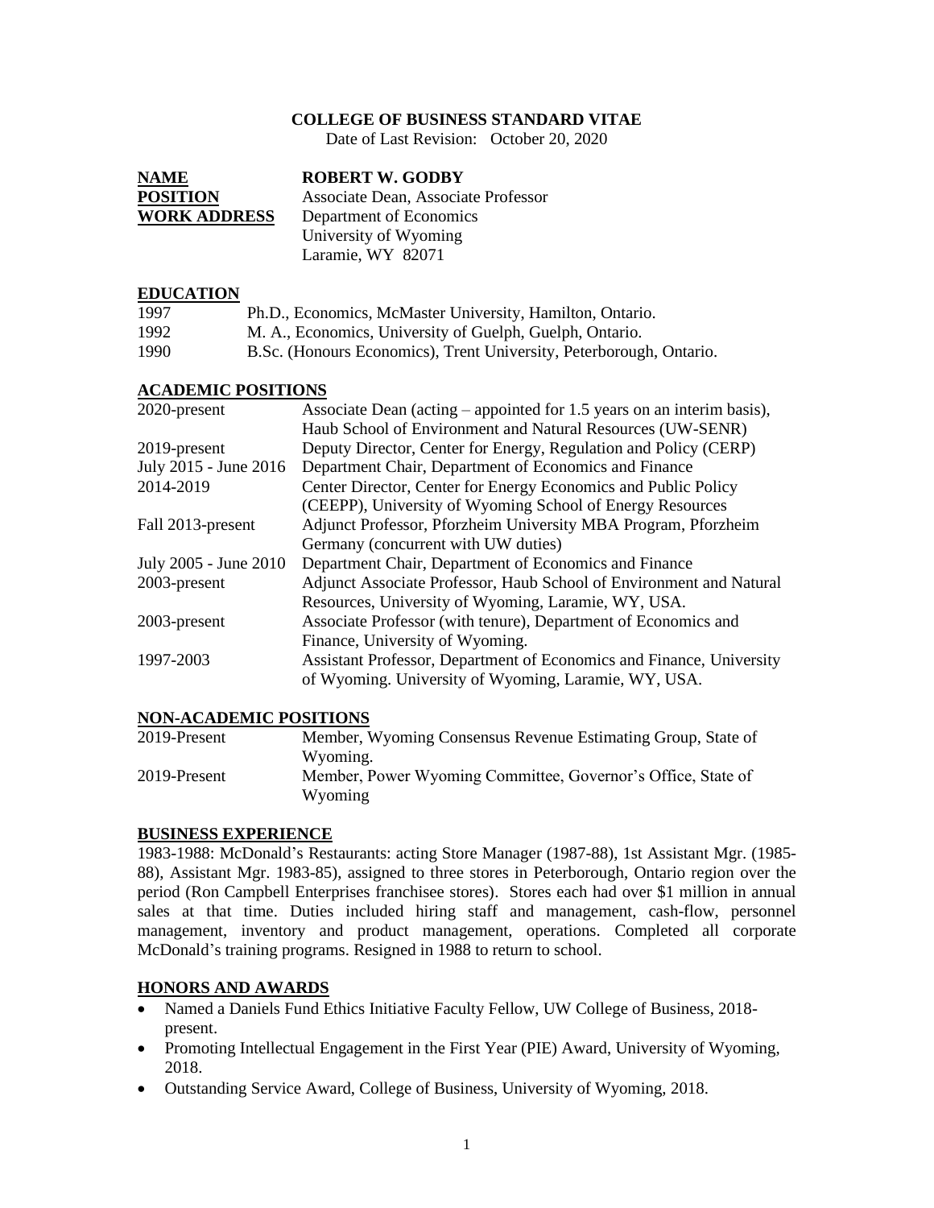**COLLEGE OF BUSINESS STANDARD VITAE**

Date of Last Revision: October 20, 2020

| | |
|---|---|
| **NAME** | **ROBERT W. GODBY** |
| **POSITION** | Associate Dean, Associate Professor |
| **WORK ADDRESS** | Department of Economics<br>University of Wyoming<br>Laramie, WY 82071 |

## EDUCATION

| | |
|---|---|
| 1997 | Ph.D., Economics, McMaster University, Hamilton, Ontario. |
| 1992 | M. A., Economics, University of Guelph, Guelph, Ontario. |
| 1990 | B.Sc. (Honours Economics), Trent University, Peterborough, Ontario. |

## ACADEMIC POSITIONS

| | |
|---|---|
| 2020-present | Associate Dean (acting – appointed for 1.5 years on an interim basis), Haub School of Environment and Natural Resources (UW-SENR) |
| 2019-present | Deputy Director, Center for Energy, Regulation and Policy (CERP) |
| July 2015 - June 2016 | Department Chair, Department of Economics and Finance |
| 2014-2019 | Center Director, Center for Energy Economics and Public Policy (CEEPP), University of Wyoming School of Energy Resources |
| Fall 2013-present | Adjunct Professor, Pforzheim University MBA Program, Pforzheim Germany (concurrent with UW duties) |
| July 2005 - June 2010 | Department Chair, Department of Economics and Finance |
| 2003-present | Adjunct Associate Professor, Haub School of Environment and Natural Resources, University of Wyoming, Laramie, WY, USA. |
| 2003-present | Associate Professor (with tenure), Department of Economics and Finance, University of Wyoming. |
| 1997-2003 | Assistant Professor, Department of Economics and Finance, University of Wyoming. University of Wyoming, Laramie, WY, USA. |

## NON-ACADEMIC POSITIONS

| | |
|---|---|
| 2019-Present | Member, Wyoming Consensus Revenue Estimating Group, State of Wyoming. |
| 2019-Present | Member, Power Wyoming Committee, Governor's Office, State of Wyoming |

## BUSINESS EXPERIENCE

1983-1988: McDonald's Restaurants: acting Store Manager (1987-88), 1st Assistant Mgr. (1985-88), Assistant Mgr. 1983-85), assigned to three stores in Peterborough, Ontario region over the period (Ron Campbell Enterprises franchisee stores). Stores each had over $1 million in annual sales at that time. Duties included hiring staff and management, cash-flow, personnel management, inventory and product management, operations. Completed all corporate McDonald's training programs. Resigned in 1988 to return to school.

## HONORS AND AWARDS

- Named a Daniels Fund Ethics Initiative Faculty Fellow, UW College of Business, 2018-present.
- Promoting Intellectual Engagement in the First Year (PIE) Award, University of Wyoming, 2018.
- Outstanding Service Award, College of Business, University of Wyoming, 2018.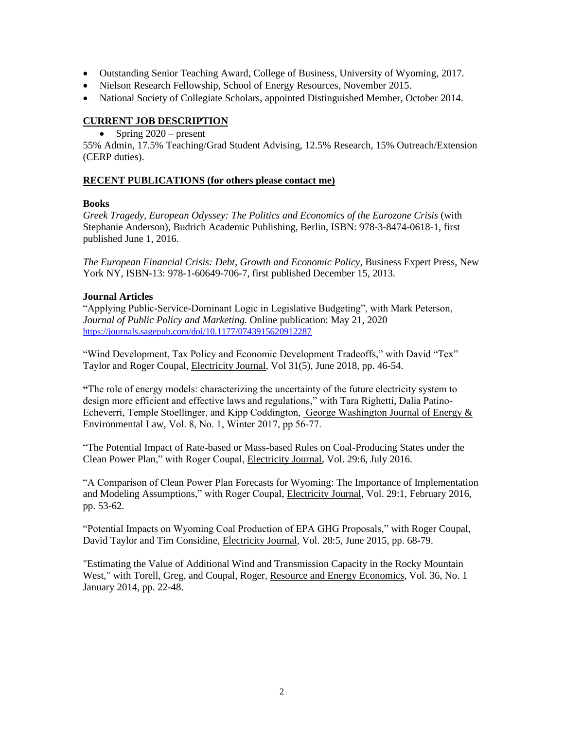- Outstanding Senior Teaching Award, College of Business, University of Wyoming, 2017.
- Nielson Research Fellowship, School of Energy Resources, November 2015.
- National Society of Collegiate Scholars, appointed Distinguished Member, October 2014.

## CURRENT JOB DESCRIPTION

- Spring 2020 – present

55% Admin, 17.5% Teaching/Grad Student Advising, 12.5% Research, 15% Outreach/Extension (CERP duties).

## RECENT PUBLICATIONS (for others please contact me)

### Books

*Greek Tragedy, European Odyssey: The Politics and Economics of the Eurozone Crisis* (with Stephanie Anderson), Budrich Academic Publishing, Berlin, ISBN: 978-3-8474-0618-1, first published June 1, 2016.

*The European Financial Crisis: Debt, Growth and Economic Policy*, Business Expert Press, New York NY, ISBN-13: 978-1-60649-706-7, first published December 15, 2013.

### Journal Articles

"Applying Public-Service-Dominant Logic in Legislative Budgeting", with Mark Peterson, *Journal of Public Policy and Marketing.* Online publication: May 21, 2020 https://journals.sagepub.com/doi/10.1177/0743915620912287

"Wind Development, Tax Policy and Economic Development Tradeoffs," with David "Tex" Taylor and Roger Coupal, Electricity Journal, Vol 31(5), June 2018, pp. 46-54.

"The role of energy models: characterizing the uncertainty of the future electricity system to design more efficient and effective laws and regulations," with Tara Righetti, Dalia Patino-Echeverri, Temple Stoellinger, and Kipp Coddington, George Washington Journal of Energy & Environmental Law, Vol. 8, No. 1, Winter 2017, pp 56-77.

"The Potential Impact of Rate-based or Mass-based Rules on Coal-Producing States under the Clean Power Plan," with Roger Coupal, Electricity Journal, Vol. 29:6, July 2016.

"A Comparison of Clean Power Plan Forecasts for Wyoming: The Importance of Implementation and Modeling Assumptions," with Roger Coupal, Electricity Journal, Vol. 29:1, February 2016, pp. 53-62.

"Potential Impacts on Wyoming Coal Production of EPA GHG Proposals," with Roger Coupal, David Taylor and Tim Considine, Electricity Journal, Vol. 28:5, June 2015, pp. 68-79.

"Estimating the Value of Additional Wind and Transmission Capacity in the Rocky Mountain West," with Torell, Greg, and Coupal, Roger, Resource and Energy Economics, Vol. 36, No. 1 January 2014, pp. 22-48.